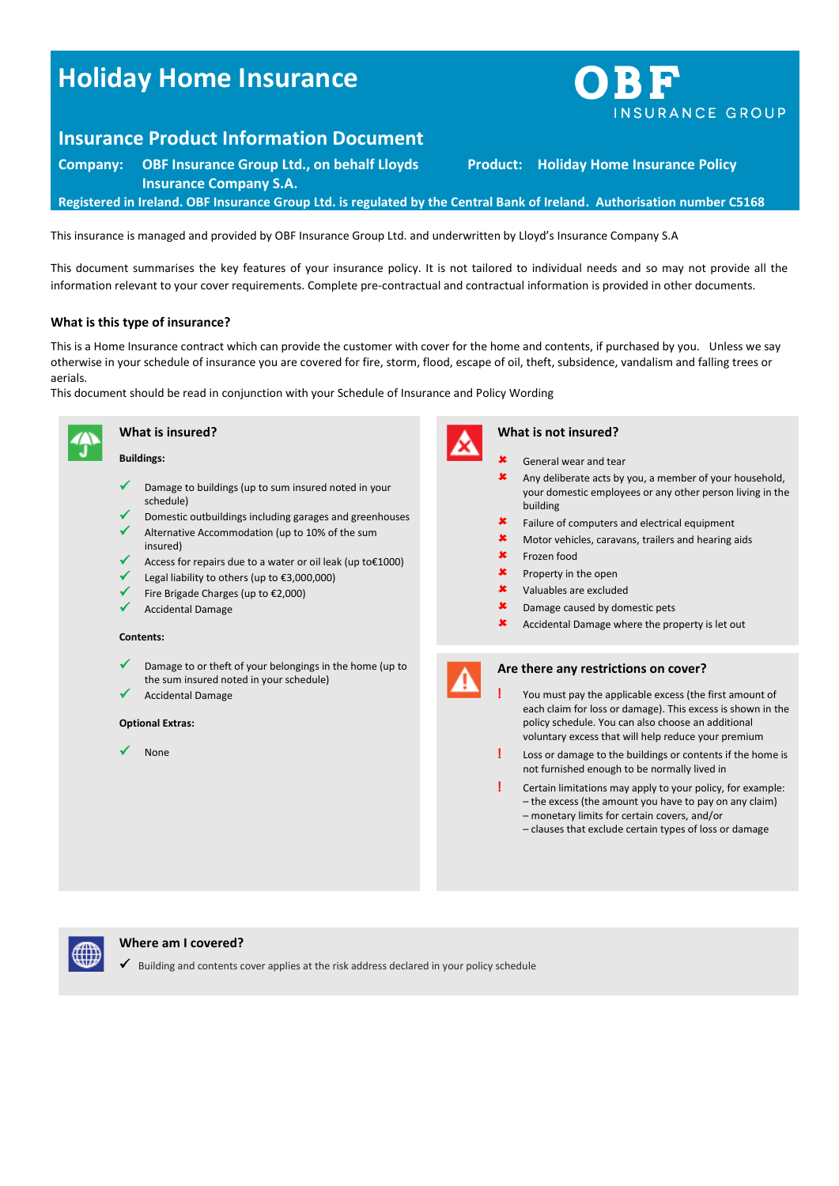# Holiday Home Insurance

OBF INSURANCE GROUP

## Insurance Product Information Document

**Company:** **OBF Insurance Group Ltd., on behalf Lloyds Insurance Company S.A.** **Product:** **Holiday Home Insurance Policy**

**Registered in Ireland. OBF Insurance Group Ltd. is regulated by the Central Bank of Ireland. Authorisation number C5168**

This insurance is managed and provided by OBF Insurance Group Ltd. and underwritten by Lloyd's Insurance Company S.A

This document summarises the key features of your insurance policy. It is not tailored to individual needs and so may not provide all the information relevant to your cover requirements. Complete pre-contractual and contractual information is provided in other documents.

### What is this type of insurance?

This is a Home Insurance contract which can provide the customer with cover for the home and contents, if purchased by you. Unless we say otherwise in your schedule of insurance you are covered for fire, storm, flood, escape of oil, theft, subsidence, vandalism and falling trees or aerials.
This document should be read in conjunction with your Schedule of Insurance and Policy Wording

### What is insured?

**Buildings:**

- ✓ Damage to buildings (up to sum insured noted in your schedule)
- ✓ Domestic outbuildings including garages and greenhouses
- ✓ Alternative Accommodation (up to 10% of the sum insured)
- ✓ Access for repairs due to a water or oil leak (up to€1000)
- ✓ Legal liability to others (up to €3,000,000)
- ✓ Fire Brigade Charges (up to €2,000)
- ✓ Accidental Damage

**Contents:**

- ✓ Damage to or theft of your belongings in the home (up to the sum insured noted in your schedule)
- ✓ Accidental Damage

**Optional Extras:**

- ✓ None

### What is not insured?

- ✘ General wear and tear
- ✘ Any deliberate acts by you, a member of your household, your domestic employees or any other person living in the building
- ✘ Failure of computers and electrical equipment
- ✘ Motor vehicles, caravans, trailers and hearing aids
- ✘ Frozen food
- ✘ Property in the open
- ✘ Valuables are excluded
- ✘ Damage caused by domestic pets
- ✘ Accidental Damage where the property is let out

### Are there any restrictions on cover?

- ! You must pay the applicable excess (the first amount of each claim for loss or damage). This excess is shown in the policy schedule. You can also choose an additional voluntary excess that will help reduce your premium
- ! Loss or damage to the buildings or contents if the home is not furnished enough to be normally lived in
- ! Certain limitations may apply to your policy, for example:
  – the excess (the amount you have to pay on any claim)
  – monetary limits for certain covers, and/or
  – clauses that exclude certain types of loss or damage

### Where am I covered?

- ✓ Building and contents cover applies at the risk address declared in your policy schedule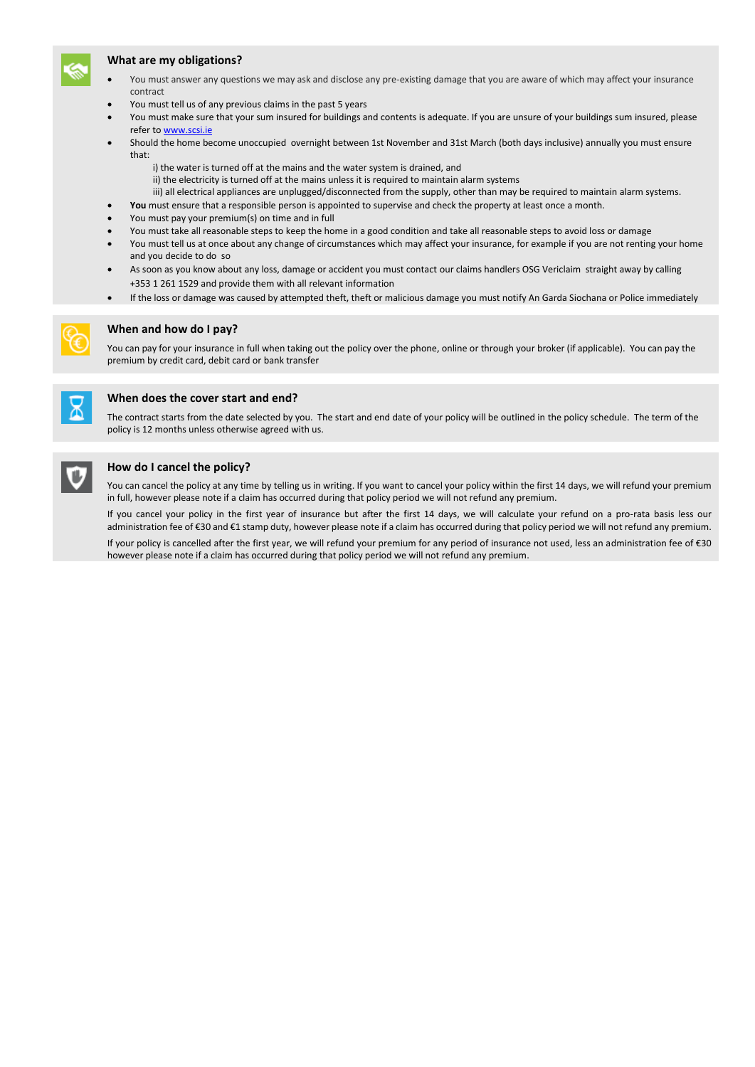## What are my obligations?

- You must answer any questions we may ask and disclose any pre-existing damage that you are aware of which may affect your insurance contract
- You must tell us of any previous claims in the past 5 years
- You must make sure that your sum insured for buildings and contents is adequate. If you are unsure of your buildings sum insured, please refer to [www.scsi.ie](http://www.scsi.ie)
- Should the home become unoccupied overnight between 1st November and 31st March (both days inclusive) annually you must ensure that:
  - i) the water is turned off at the mains and the water system is drained, and
  - ii) the electricity is turned off at the mains unless it is required to maintain alarm systems
  - iii) all electrical appliances are unplugged/disconnected from the supply, other than may be required to maintain alarm systems.
- **You** must ensure that a responsible person is appointed to supervise and check the property at least once a month.
- You must pay your premium(s) on time and in full
- You must take all reasonable steps to keep the home in a good condition and take all reasonable steps to avoid loss or damage
- You must tell us at once about any change of circumstances which may affect your insurance, for example if you are not renting your home and you decide to do so
- As soon as you know about any loss, damage or accident you must contact our claims handlers OSG Vericlaim straight away by calling +353 1 261 1529 and provide them with all relevant information
- If the loss or damage was caused by attempted theft, theft or malicious damage you must notify An Garda Siochana or Police immediately

## When and how do I pay?

You can pay for your insurance in full when taking out the policy over the phone, online or through your broker (if applicable). You can pay the premium by credit card, debit card or bank transfer

## When does the cover start and end?

The contract starts from the date selected by you. The start and end date of your policy will be outlined in the policy schedule. The term of the policy is 12 months unless otherwise agreed with us.

## How do I cancel the policy?

You can cancel the policy at any time by telling us in writing. If you want to cancel your policy within the first 14 days, we will refund your premium in full, however please note if a claim has occurred during that policy period we will not refund any premium.

If you cancel your policy in the first year of insurance but after the first 14 days, we will calculate your refund on a pro-rata basis less our administration fee of €30 and €1 stamp duty, however please note if a claim has occurred during that policy period we will not refund any premium.

If your policy is cancelled after the first year, we will refund your premium for any period of insurance not used, less an administration fee of €30 however please note if a claim has occurred during that policy period we will not refund any premium.